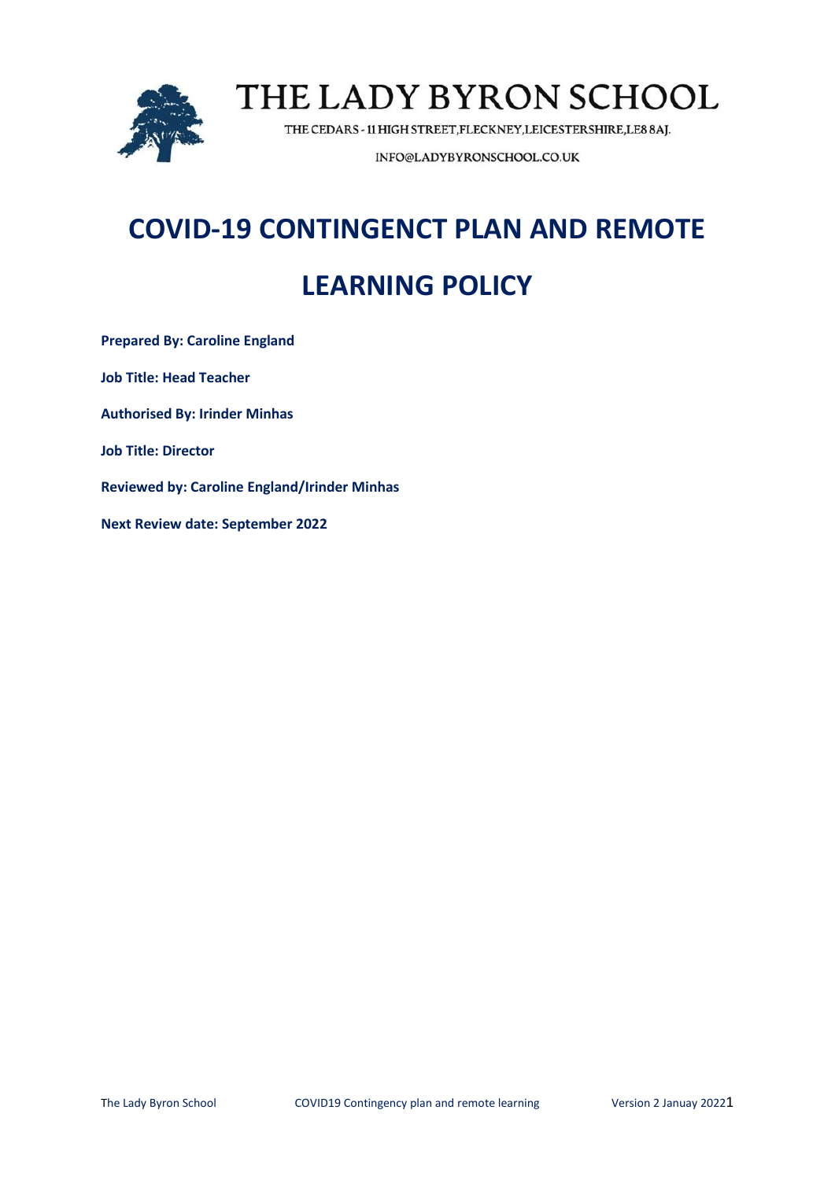# THE LADY BYRON SCHOOL

THE CEDARS - 11 HIGH STREET, FLECKNEY, LEICESTERSHIRE, LE8 8AJ.

INFO@LADYBYRONSCHOOL.CO.UK

# COVID-19 CONTINGENCT PLAN AND REMOTE LEARNING POLICY

**Prepared By: Caroline England**

**Job Title: Head Teacher**

**Authorised By: Irinder Minhas**

**Job Title: Director**

**Reviewed by: Caroline England/Irinder Minhas**

**Next Review date: September 2022**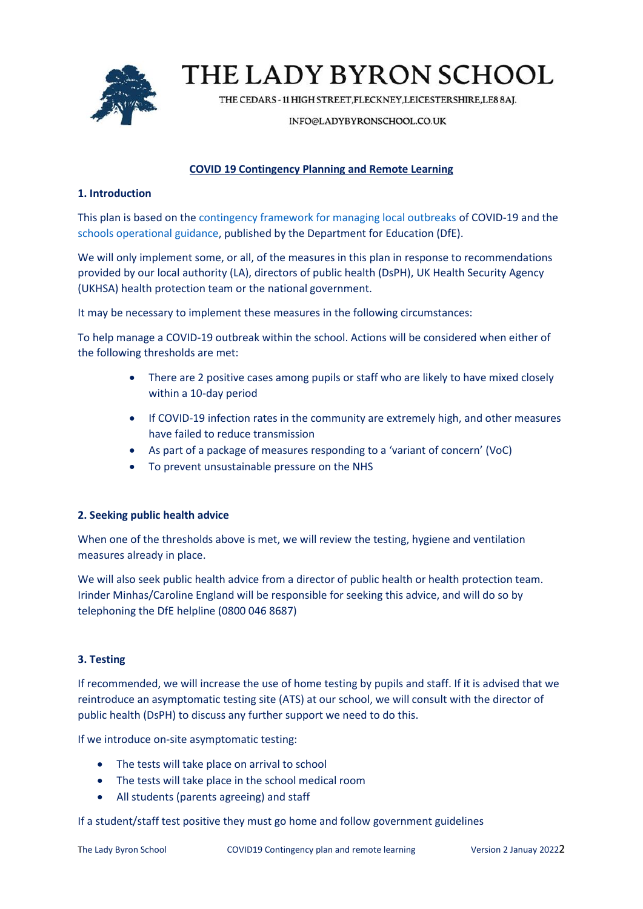# THE LADY BYRON SCHOOL

THE CEDARS - 11 HIGH STREET, FLECKNEY, LEICESTERSHIRE, LE8 8AJ.

INFO@LADYBYRONSCHOOL.CO.UK

**COVID 19 Contingency Planning and Remote Learning**

### 1. Introduction

This plan is based on the contingency framework for managing local outbreaks of COVID-19 and the schools operational guidance, published by the Department for Education (DfE).

We will only implement some, or all, of the measures in this plan in response to recommendations provided by our local authority (LA), directors of public health (DsPH), UK Health Security Agency (UKHSA) health protection team or the national government.

It may be necessary to implement these measures in the following circumstances:

To help manage a COVID-19 outbreak within the school. Actions will be considered when either of the following thresholds are met:

- There are 2 positive cases among pupils or staff who are likely to have mixed closely within a 10-day period
- If COVID-19 infection rates in the community are extremely high, and other measures have failed to reduce transmission
- As part of a package of measures responding to a 'variant of concern' (VoC)
- To prevent unsustainable pressure on the NHS

### 2. Seeking public health advice

When one of the thresholds above is met, we will review the testing, hygiene and ventilation measures already in place.

We will also seek public health advice from a director of public health or health protection team. Irinder Minhas/Caroline England will be responsible for seeking this advice, and will do so by telephoning the DfE helpline (0800 046 8687)

### 3. Testing

If recommended, we will increase the use of home testing by pupils and staff. If it is advised that we reintroduce an asymptomatic testing site (ATS) at our school, we will consult with the director of public health (DsPH) to discuss any further support we need to do this.

If we introduce on-site asymptomatic testing:

- The tests will take place on arrival to school
- The tests will take place in the school medical room
- All students (parents agreeing) and staff

If a student/staff test positive they must go home and follow government guidelines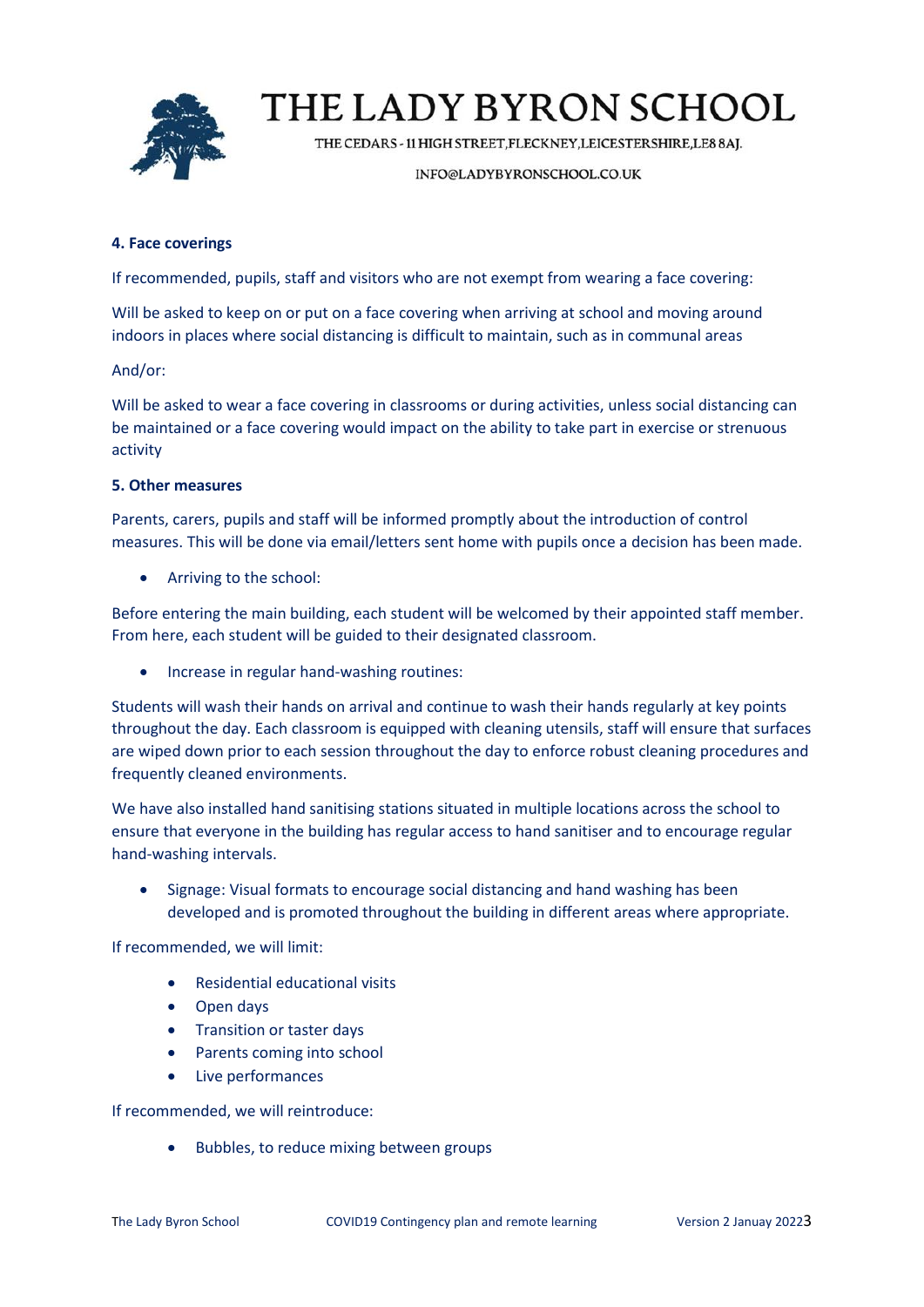#### 4. Face coverings

If recommended, pupils, staff and visitors who are not exempt from wearing a face covering:

Will be asked to keep on or put on a face covering when arriving at school and moving around indoors in places where social distancing is difficult to maintain, such as in communal areas

And/or:

Will be asked to wear a face covering in classrooms or during activities, unless social distancing can be maintained or a face covering would impact on the ability to take part in exercise or strenuous activity

#### 5. Other measures

Parents, carers, pupils and staff will be informed promptly about the introduction of control measures. This will be done via email/letters sent home with pupils once a decision has been made.

- Arriving to the school:

Before entering the main building, each student will be welcomed by their appointed staff member. From here, each student will be guided to their designated classroom.

- Increase in regular hand-washing routines:

Students will wash their hands on arrival and continue to wash their hands regularly at key points throughout the day. Each classroom is equipped with cleaning utensils, staff will ensure that surfaces are wiped down prior to each session throughout the day to enforce robust cleaning procedures and frequently cleaned environments.

We have also installed hand sanitising stations situated in multiple locations across the school to ensure that everyone in the building has regular access to hand sanitiser and to encourage regular hand-washing intervals.

- Signage: Visual formats to encourage social distancing and hand washing has been developed and is promoted throughout the building in different areas where appropriate.

If recommended, we will limit:

- Residential educational visits
- Open days
- Transition or taster days
- Parents coming into school
- Live performances

If recommended, we will reintroduce:

- Bubbles, to reduce mixing between groups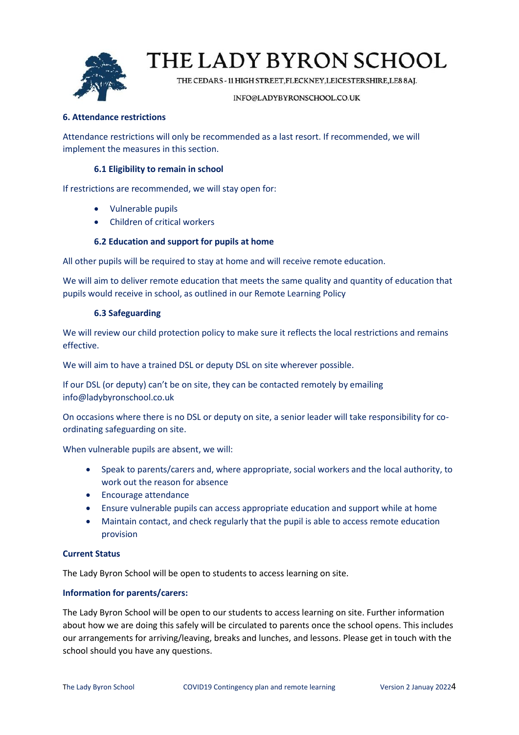### 6. Attendance restrictions

Attendance restrictions will only be recommended as a last resort. If recommended, we will implement the measures in this section.

#### 6.1 Eligibility to remain in school

If restrictions are recommended, we will stay open for:

- Vulnerable pupils
- Children of critical workers

#### 6.2 Education and support for pupils at home

All other pupils will be required to stay at home and will receive remote education.

We will aim to deliver remote education that meets the same quality and quantity of education that pupils would receive in school, as outlined in our Remote Learning Policy

#### 6.3 Safeguarding

We will review our child protection policy to make sure it reflects the local restrictions and remains effective.

We will aim to have a trained DSL or deputy DSL on site wherever possible.

If our DSL (or deputy) can't be on site, they can be contacted remotely by emailing info@ladybyronschool.co.uk

On occasions where there is no DSL or deputy on site, a senior leader will take responsibility for co-ordinating safeguarding on site.

When vulnerable pupils are absent, we will:

- Speak to parents/carers and, where appropriate, social workers and the local authority, to work out the reason for absence
- Encourage attendance
- Ensure vulnerable pupils can access appropriate education and support while at home
- Maintain contact, and check regularly that the pupil is able to access remote education provision

**Current Status**

The Lady Byron School will be open to students to access learning on site.

**Information for parents/carers:**

The Lady Byron School will be open to our students to access learning on site. Further information about how we are doing this safely will be circulated to parents once the school opens. This includes our arrangements for arriving/leaving, breaks and lunches, and lessons. Please get in touch with the school should you have any questions.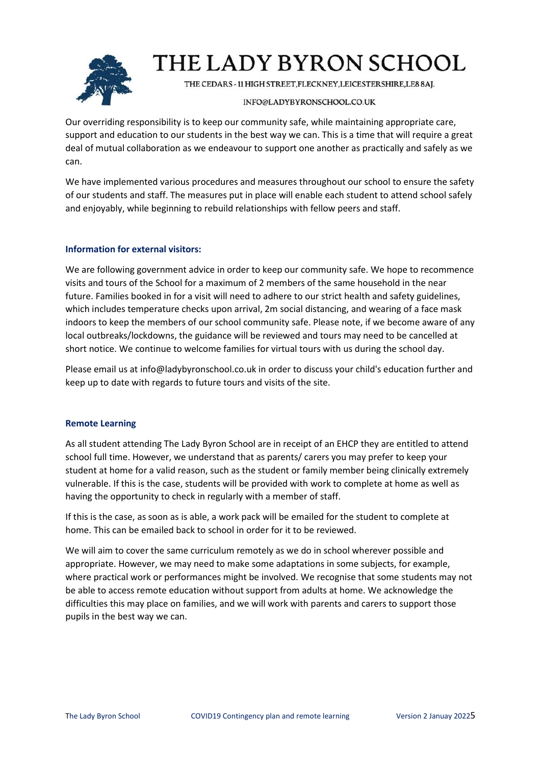Our overriding responsibility is to keep our community safe, while maintaining appropriate care, support and education to our students in the best way we can. This is a time that will require a great deal of mutual collaboration as we endeavour to support one another as practically and safely as we can.

We have implemented various procedures and measures throughout our school to ensure the safety of our students and staff. The measures put in place will enable each student to attend school safely and enjoyably, while beginning to rebuild relationships with fellow peers and staff.

### Information for external visitors:

We are following government advice in order to keep our community safe. We hope to recommence visits and tours of the School for a maximum of 2 members of the same household in the near future. Families booked in for a visit will need to adhere to our strict health and safety guidelines, which includes temperature checks upon arrival, 2m social distancing, and wearing of a face mask indoors to keep the members of our school community safe. Please note, if we become aware of any local outbreaks/lockdowns, the guidance will be reviewed and tours may need to be cancelled at short notice. We continue to welcome families for virtual tours with us during the school day.

Please email us at info@ladybyronschool.co.uk in order to discuss your child's education further and keep up to date with regards to future tours and visits of the site.

### Remote Learning

As all student attending The Lady Byron School are in receipt of an EHCP they are entitled to attend school full time. However, we understand that as parents/ carers you may prefer to keep your student at home for a valid reason, such as the student or family member being clinically extremely vulnerable. If this is the case, students will be provided with work to complete at home as well as having the opportunity to check in regularly with a member of staff.

If this is the case, as soon as is able, a work pack will be emailed for the student to complete at home. This can be emailed back to school in order for it to be reviewed.

We will aim to cover the same curriculum remotely as we do in school wherever possible and appropriate. However, we may need to make some adaptations in some subjects, for example, where practical work or performances might be involved. We recognise that some students may not be able to access remote education without support from adults at home. We acknowledge the difficulties this may place on families, and we will work with parents and carers to support those pupils in the best way we can.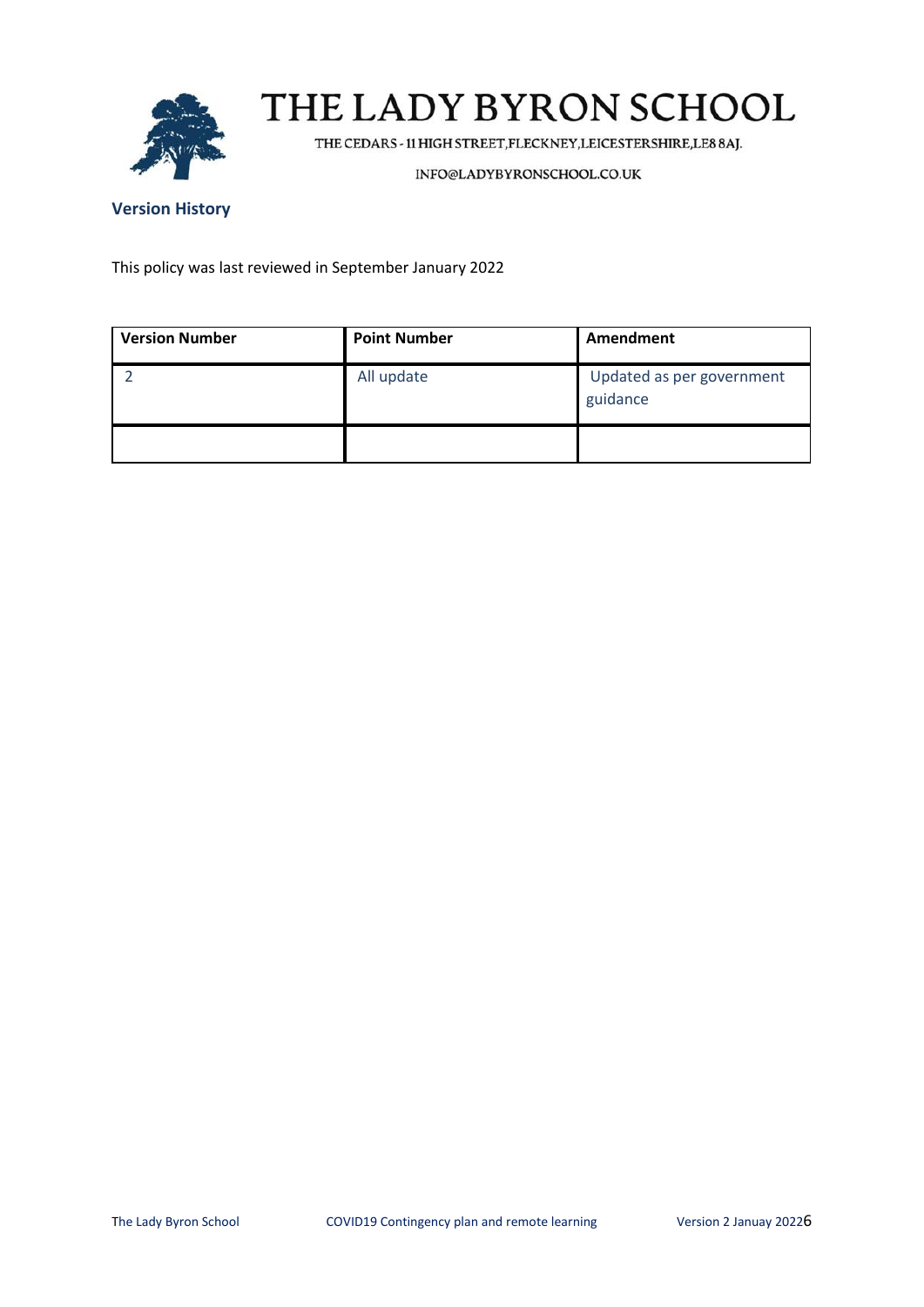# THE LADY BYRON SCHOOL

THE CEDARS - 11 HIGH STREET, FLECKNEY, LEICESTERSHIRE, LE8 8AJ.

INFO@LADYBYRONSCHOOL.CO.UK

## Version History

This policy was last reviewed in September January 2022

| Version Number | Point Number | Amendment |
| --- | --- | --- |
| 2 | All update | Updated as per government guidance |
| | | |